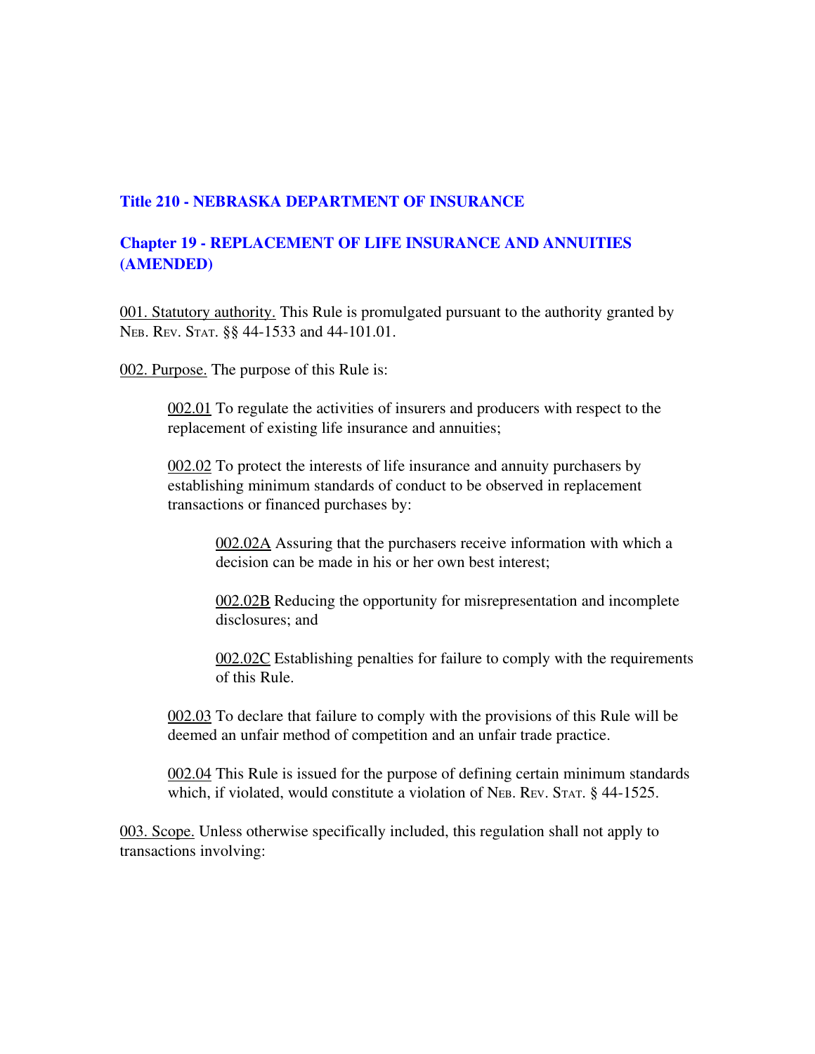# Title 210 - NEBRASKA DEPARTMENT OF INSURANCE

## Chapter 19 - REPLACEMENT OF LIFE INSURANCE AND ANNUITIES (AMENDED)

001. Statutory authority. This Rule is promulgated pursuant to the authority granted by NEB. REV. STAT. §§ 44-1533 and 44-101.01.

002. Purpose. The purpose of this Rule is:

002.01 To regulate the activities of insurers and producers with respect to the replacement of existing life insurance and annuities;

002.02 To protect the interests of life insurance and annuity purchasers by establishing minimum standards of conduct to be observed in replacement transactions or financed purchases by:

002.02A Assuring that the purchasers receive information with which a decision can be made in his or her own best interest;

002.02B Reducing the opportunity for misrepresentation and incomplete disclosures; and

002.02C Establishing penalties for failure to comply with the requirements of this Rule.

002.03 To declare that failure to comply with the provisions of this Rule will be deemed an unfair method of competition and an unfair trade practice.

002.04 This Rule is issued for the purpose of defining certain minimum standards which, if violated, would constitute a violation of NEB. REV. STAT. § 44-1525.

003. Scope. Unless otherwise specifically included, this regulation shall not apply to transactions involving: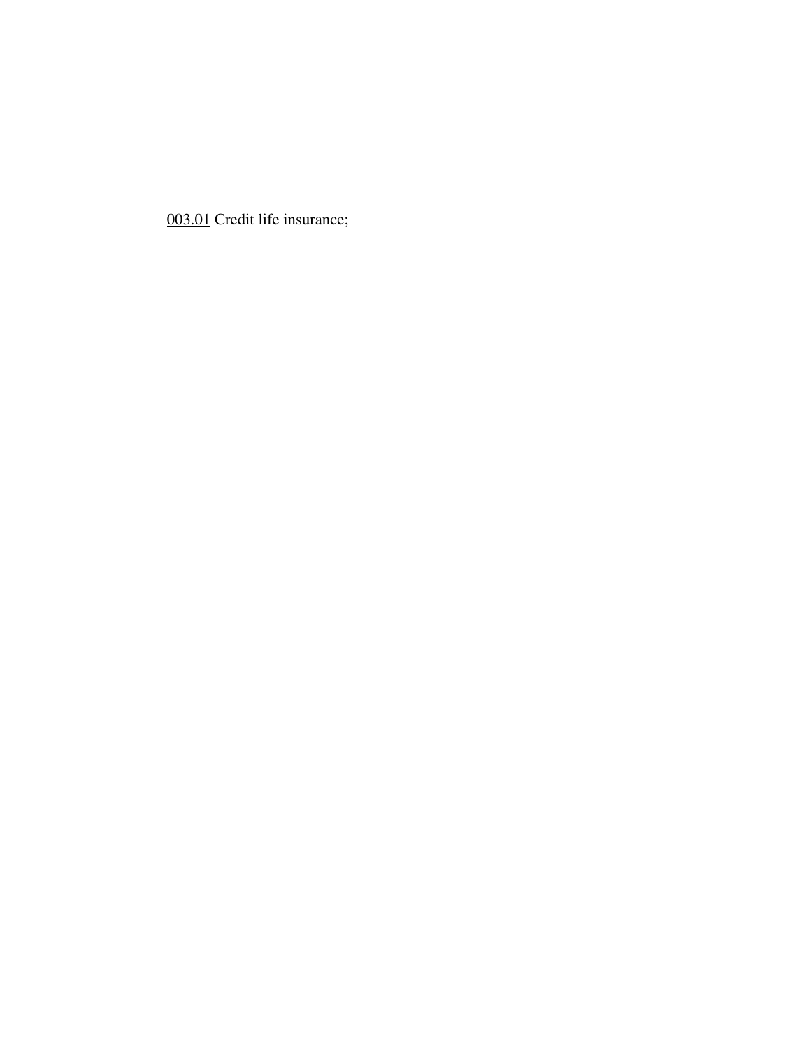<u>003.01</u> Credit life insurance;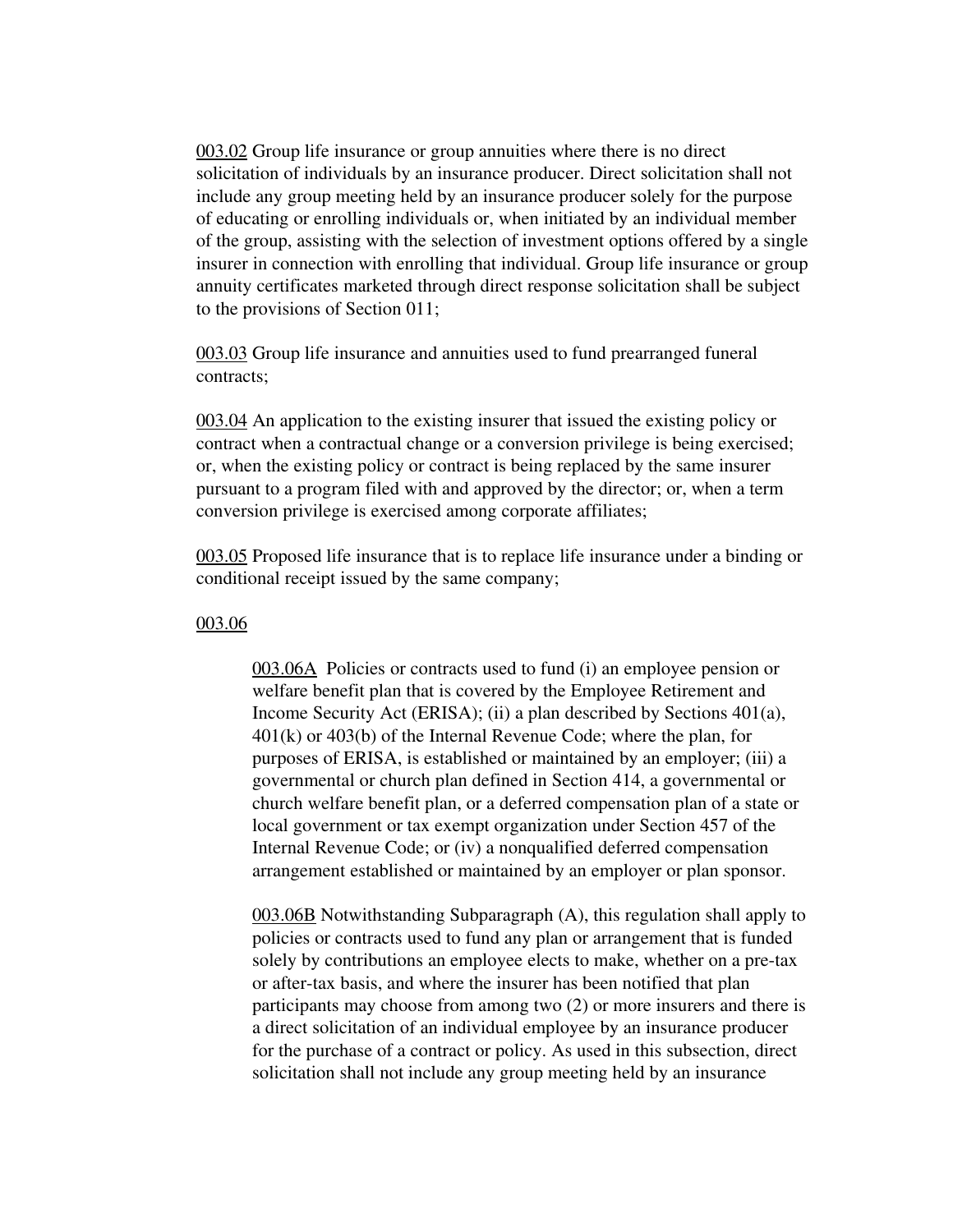<u>003.02</u> Group life insurance or group annuities where there is no direct solicitation of individuals by an insurance producer. Direct solicitation shall not include any group meeting held by an insurance producer solely for the purpose of educating or enrolling individuals or, when initiated by an individual member of the group, assisting with the selection of investment options offered by a single insurer in connection with enrolling that individual. Group life insurance or group annuity certificates marketed through direct response solicitation shall be subject to the provisions of Section 011;

<u>003.03</u> Group life insurance and annuities used to fund prearranged funeral contracts;

<u>003.04</u> An application to the existing insurer that issued the existing policy or contract when a contractual change or a conversion privilege is being exercised; or, when the existing policy or contract is being replaced by the same insurer pursuant to a program filed with and approved by the director; or, when a term conversion privilege is exercised among corporate affiliates;

<u>003.05</u> Proposed life insurance that is to replace life insurance under a binding or conditional receipt issued by the same company;

<u>003.06</u>

> <u>003.06A</u> Policies or contracts used to fund (i) an employee pension or welfare benefit plan that is covered by the Employee Retirement and Income Security Act (ERISA); (ii) a plan described by Sections 401(a), 401(k) or 403(b) of the Internal Revenue Code; where the plan, for purposes of ERISA, is established or maintained by an employer; (iii) a governmental or church plan defined in Section 414, a governmental or church welfare benefit plan, or a deferred compensation plan of a state or local government or tax exempt organization under Section 457 of the Internal Revenue Code; or (iv) a nonqualified deferred compensation arrangement established or maintained by an employer or plan sponsor.
>
> <u>003.06B</u> Notwithstanding Subparagraph (A), this regulation shall apply to policies or contracts used to fund any plan or arrangement that is funded solely by contributions an employee elects to make, whether on a pre-tax or after-tax basis, and where the insurer has been notified that plan participants may choose from among two (2) or more insurers and there is a direct solicitation of an individual employee by an insurance producer for the purchase of a contract or policy. As used in this subsection, direct solicitation shall not include any group meeting held by an insurance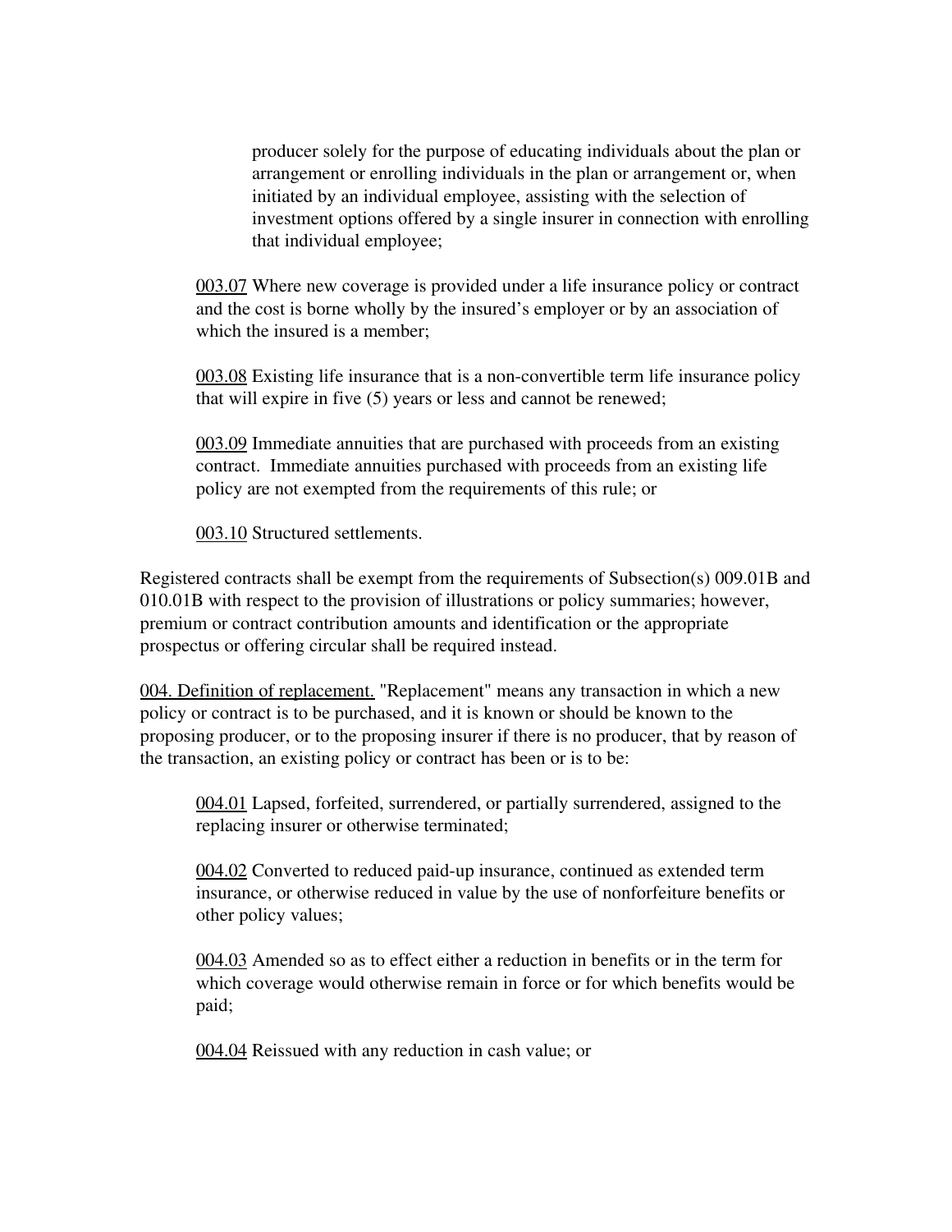producer solely for the purpose of educating individuals about the plan or arrangement or enrolling individuals in the plan or arrangement or, when initiated by an individual employee, assisting with the selection of investment options offered by a single insurer in connection with enrolling that individual employee;

003.07 Where new coverage is provided under a life insurance policy or contract and the cost is borne wholly by the insured's employer or by an association of which the insured is a member;

003.08 Existing life insurance that is a non-convertible term life insurance policy that will expire in five (5) years or less and cannot be renewed;

003.09 Immediate annuities that are purchased with proceeds from an existing contract. Immediate annuities purchased with proceeds from an existing life policy are not exempted from the requirements of this rule; or

003.10 Structured settlements.

Registered contracts shall be exempt from the requirements of Subsection(s) 009.01B and 010.01B with respect to the provision of illustrations or policy summaries; however, premium or contract contribution amounts and identification or the appropriate prospectus or offering circular shall be required instead.

004. Definition of replacement. "Replacement" means any transaction in which a new policy or contract is to be purchased, and it is known or should be known to the proposing producer, or to the proposing insurer if there is no producer, that by reason of the transaction, an existing policy or contract has been or is to be:

004.01 Lapsed, forfeited, surrendered, or partially surrendered, assigned to the replacing insurer or otherwise terminated;

004.02 Converted to reduced paid-up insurance, continued as extended term insurance, or otherwise reduced in value by the use of nonforfeiture benefits or other policy values;

004.03 Amended so as to effect either a reduction in benefits or in the term for which coverage would otherwise remain in force or for which benefits would be paid;

004.04 Reissued with any reduction in cash value; or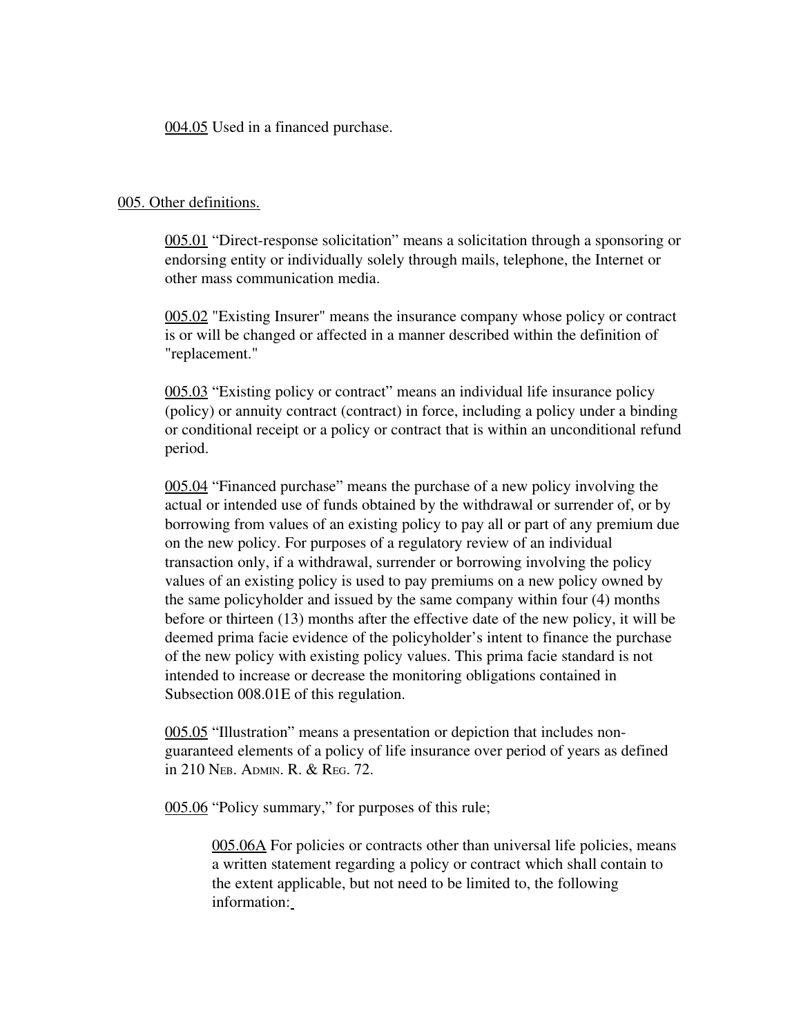004.05 Used in a financed purchase.

005. Other definitions.

005.01 "Direct-response solicitation" means a solicitation through a sponsoring or endorsing entity or individually solely through mails, telephone, the Internet or other mass communication media.

005.02 "Existing Insurer" means the insurance company whose policy or contract is or will be changed or affected in a manner described within the definition of "replacement."

005.03 "Existing policy or contract" means an individual life insurance policy (policy) or annuity contract (contract) in force, including a policy under a binding or conditional receipt or a policy or contract that is within an unconditional refund period.

005.04 "Financed purchase" means the purchase of a new policy involving the actual or intended use of funds obtained by the withdrawal or surrender of, or by borrowing from values of an existing policy to pay all or part of any premium due on the new policy. For purposes of a regulatory review of an individual transaction only, if a withdrawal, surrender or borrowing involving the policy values of an existing policy is used to pay premiums on a new policy owned by the same policyholder and issued by the same company within four (4) months before or thirteen (13) months after the effective date of the new policy, it will be deemed prima facie evidence of the policyholder's intent to finance the purchase of the new policy with existing policy values. This prima facie standard is not intended to increase or decrease the monitoring obligations contained in Subsection 008.01E of this regulation.

005.05 "Illustration" means a presentation or depiction that includes non-guaranteed elements of a policy of life insurance over period of years as defined in 210 NEB. ADMIN. R. & REG. 72.

005.06 "Policy summary," for purposes of this rule;

005.06A For policies or contracts other than universal life policies, means a written statement regarding a policy or contract which shall contain to the extent applicable, but not need to be limited to, the following information: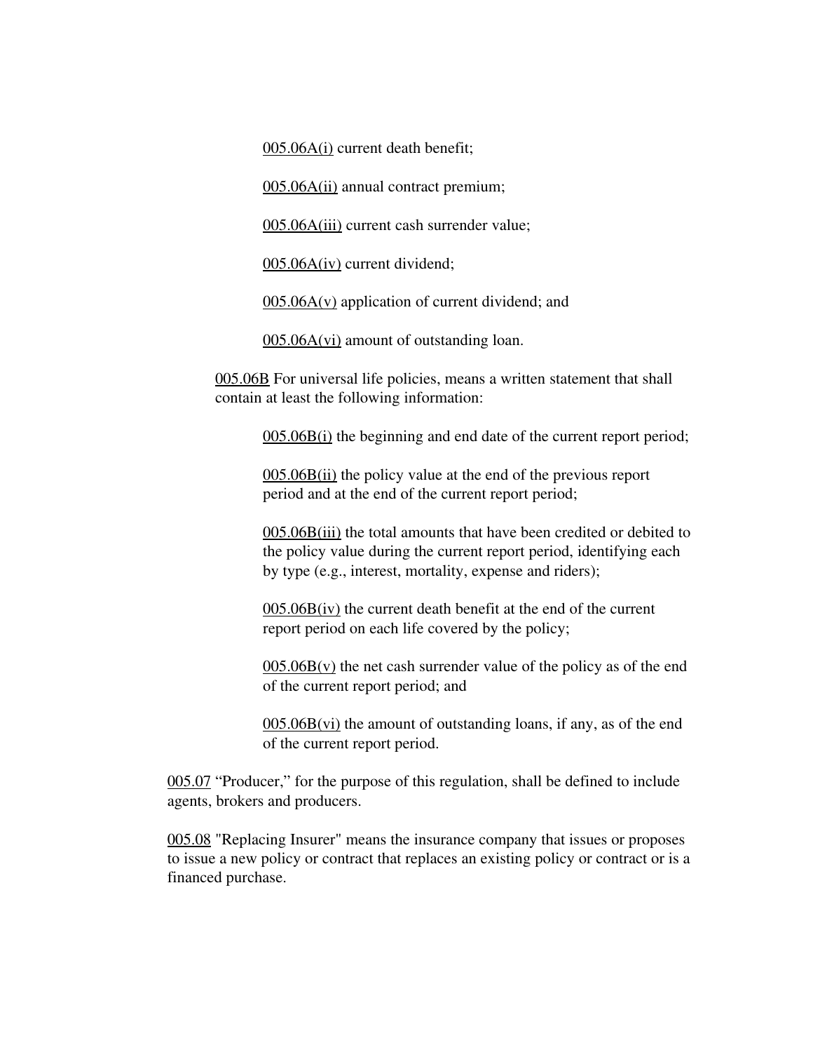005.06A(i) current death benefit;

005.06A(ii) annual contract premium;

005.06A(iii) current cash surrender value;

005.06A(iv) current dividend;

005.06A(v) application of current dividend; and

005.06A(vi) amount of outstanding loan.

005.06B For universal life policies, means a written statement that shall contain at least the following information:

005.06B(i) the beginning and end date of the current report period;

005.06B(ii) the policy value at the end of the previous report period and at the end of the current report period;

005.06B(iii) the total amounts that have been credited or debited to the policy value during the current report period, identifying each by type (e.g., interest, mortality, expense and riders);

005.06B(iv) the current death benefit at the end of the current report period on each life covered by the policy;

005.06B(v) the net cash surrender value of the policy as of the end of the current report period; and

005.06B(vi) the amount of outstanding loans, if any, as of the end of the current report period.

005.07 "Producer," for the purpose of this regulation, shall be defined to include agents, brokers and producers.

005.08 "Replacing Insurer" means the insurance company that issues or proposes to issue a new policy or contract that replaces an existing policy or contract or is a financed purchase.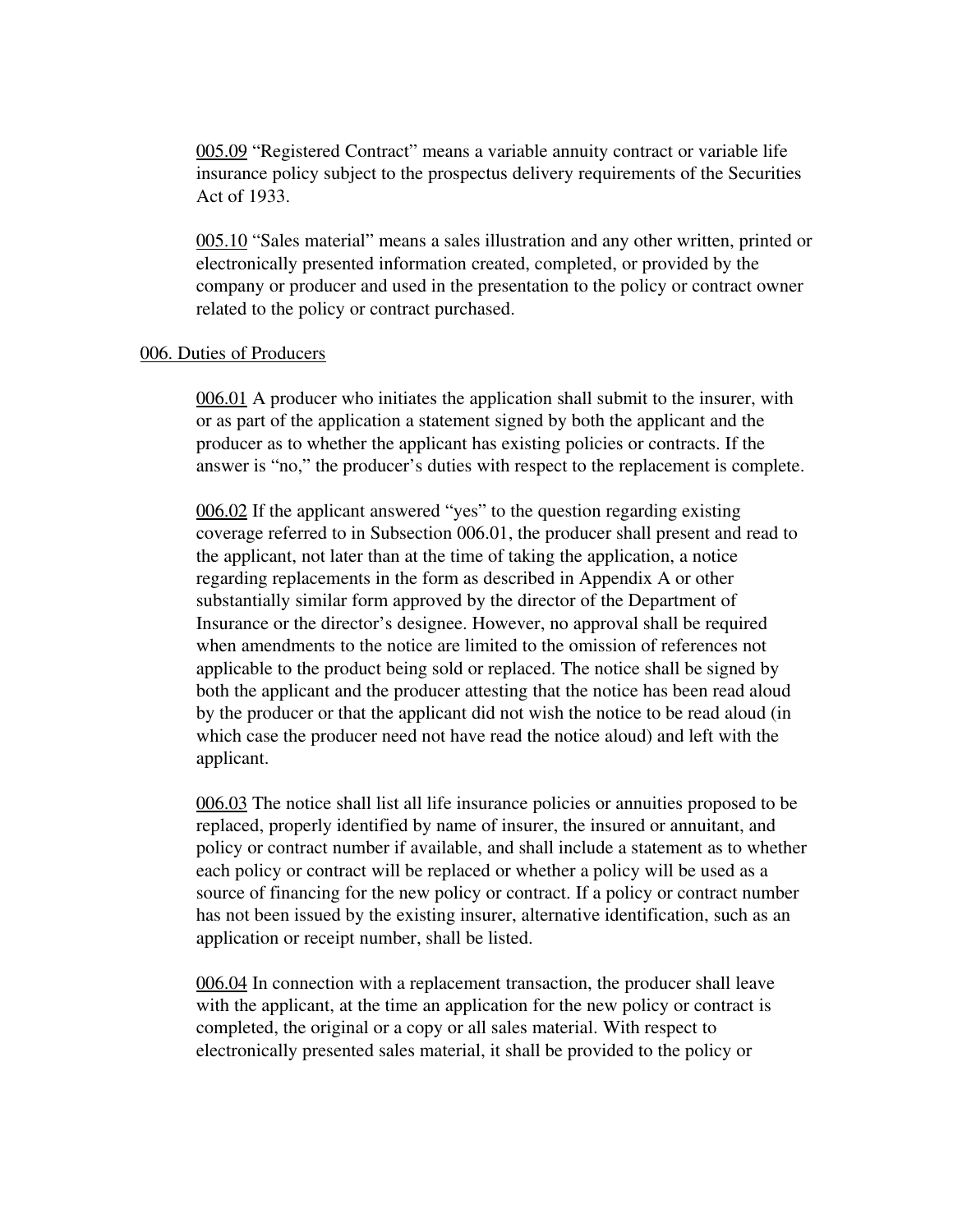005.09 "Registered Contract" means a variable annuity contract or variable life insurance policy subject to the prospectus delivery requirements of the Securities Act of 1933.

005.10 "Sales material" means a sales illustration and any other written, printed or electronically presented information created, completed, or provided by the company or producer and used in the presentation to the policy or contract owner related to the policy or contract purchased.

## 006. Duties of Producers

006.01 A producer who initiates the application shall submit to the insurer, with or as part of the application a statement signed by both the applicant and the producer as to whether the applicant has existing policies or contracts. If the answer is "no," the producer's duties with respect to the replacement is complete.

006.02 If the applicant answered "yes" to the question regarding existing coverage referred to in Subsection 006.01, the producer shall present and read to the applicant, not later than at the time of taking the application, a notice regarding replacements in the form as described in Appendix A or other substantially similar form approved by the director of the Department of Insurance or the director's designee. However, no approval shall be required when amendments to the notice are limited to the omission of references not applicable to the product being sold or replaced. The notice shall be signed by both the applicant and the producer attesting that the notice has been read aloud by the producer or that the applicant did not wish the notice to be read aloud (in which case the producer need not have read the notice aloud) and left with the applicant.

006.03 The notice shall list all life insurance policies or annuities proposed to be replaced, properly identified by name of insurer, the insured or annuitant, and policy or contract number if available, and shall include a statement as to whether each policy or contract will be replaced or whether a policy will be used as a source of financing for the new policy or contract. If a policy or contract number has not been issued by the existing insurer, alternative identification, such as an application or receipt number, shall be listed.

006.04 In connection with a replacement transaction, the producer shall leave with the applicant, at the time an application for the new policy or contract is completed, the original or a copy or all sales material. With respect to electronically presented sales material, it shall be provided to the policy or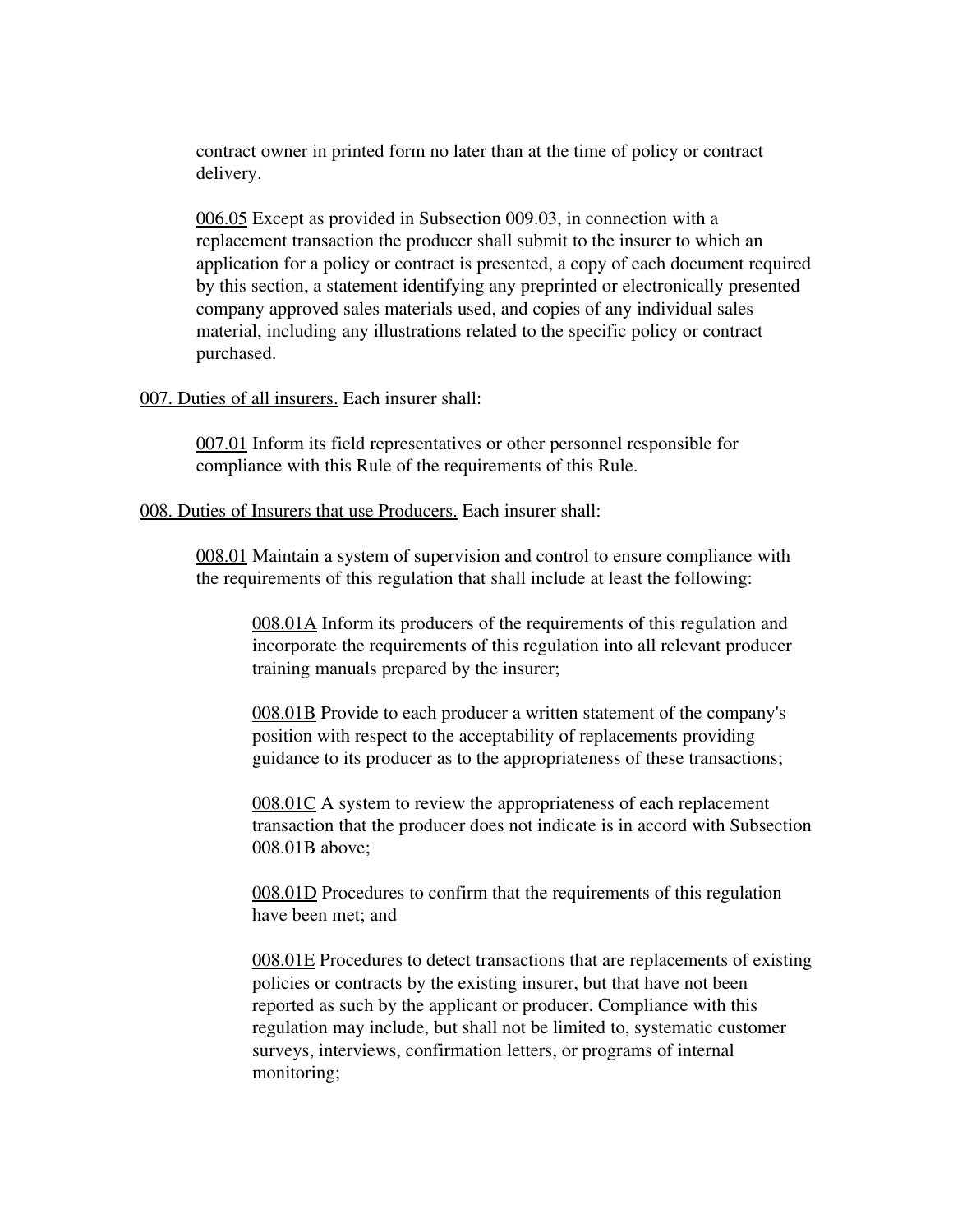contract owner in printed form no later than at the time of policy or contract delivery.

006.05 Except as provided in Subsection 009.03, in connection with a replacement transaction the producer shall submit to the insurer to which an application for a policy or contract is presented, a copy of each document required by this section, a statement identifying any preprinted or electronically presented company approved sales materials used, and copies of any individual sales material, including any illustrations related to the specific policy or contract purchased.

007. Duties of all insurers. Each insurer shall:

007.01 Inform its field representatives or other personnel responsible for compliance with this Rule of the requirements of this Rule.

008. Duties of Insurers that use Producers. Each insurer shall:

008.01 Maintain a system of supervision and control to ensure compliance with the requirements of this regulation that shall include at least the following:

008.01A Inform its producers of the requirements of this regulation and incorporate the requirements of this regulation into all relevant producer training manuals prepared by the insurer;

008.01B Provide to each producer a written statement of the company's position with respect to the acceptability of replacements providing guidance to its producer as to the appropriateness of these transactions;

008.01C A system to review the appropriateness of each replacement transaction that the producer does not indicate is in accord with Subsection 008.01B above;

008.01D Procedures to confirm that the requirements of this regulation have been met; and

008.01E Procedures to detect transactions that are replacements of existing policies or contracts by the existing insurer, but that have not been reported as such by the applicant or producer. Compliance with this regulation may include, but shall not be limited to, systematic customer surveys, interviews, confirmation letters, or programs of internal monitoring;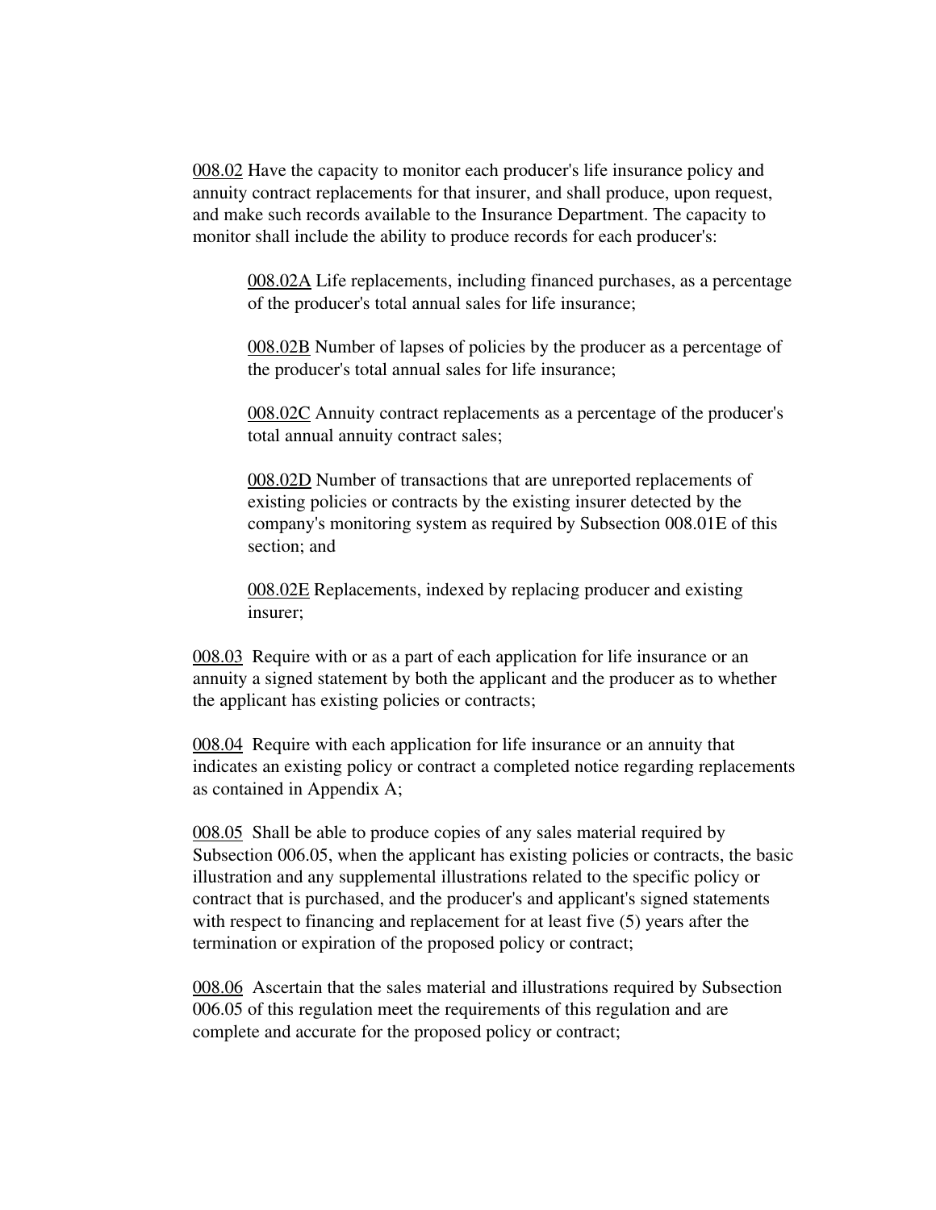008.02 Have the capacity to monitor each producer's life insurance policy and annuity contract replacements for that insurer, and shall produce, upon request, and make such records available to the Insurance Department. The capacity to monitor shall include the ability to produce records for each producer's:

> 008.02A Life replacements, including financed purchases, as a percentage of the producer's total annual sales for life insurance;
>
> 008.02B Number of lapses of policies by the producer as a percentage of the producer's total annual sales for life insurance;
>
> 008.02C Annuity contract replacements as a percentage of the producer's total annual annuity contract sales;
>
> 008.02D Number of transactions that are unreported replacements of existing policies or contracts by the existing insurer detected by the company's monitoring system as required by Subsection 008.01E of this section; and
>
> 008.02E Replacements, indexed by replacing producer and existing insurer;

008.03 Require with or as a part of each application for life insurance or an annuity a signed statement by both the applicant and the producer as to whether the applicant has existing policies or contracts;

008.04 Require with each application for life insurance or an annuity that indicates an existing policy or contract a completed notice regarding replacements as contained in Appendix A;

008.05 Shall be able to produce copies of any sales material required by Subsection 006.05, when the applicant has existing policies or contracts, the basic illustration and any supplemental illustrations related to the specific policy or contract that is purchased, and the producer's and applicant's signed statements with respect to financing and replacement for at least five (5) years after the termination or expiration of the proposed policy or contract;

008.06 Ascertain that the sales material and illustrations required by Subsection 006.05 of this regulation meet the requirements of this regulation and are complete and accurate for the proposed policy or contract;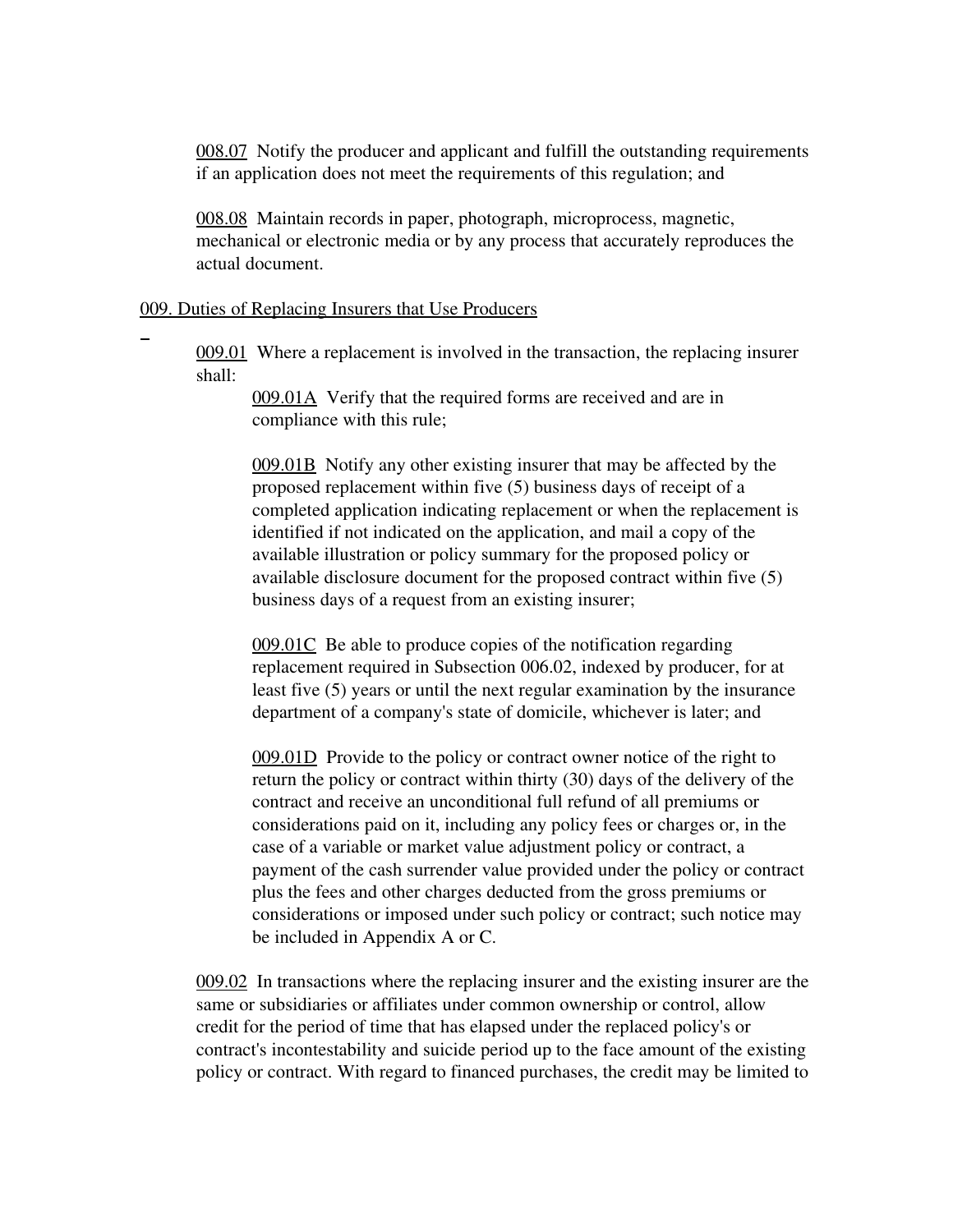008.07 Notify the producer and applicant and fulfill the outstanding requirements if an application does not meet the requirements of this regulation; and

008.08 Maintain records in paper, photograph, microprocess, magnetic, mechanical or electronic media or by any process that accurately reproduces the actual document.

009. Duties of Replacing Insurers that Use Producers

009.01 Where a replacement is involved in the transaction, the replacing insurer shall:

009.01A Verify that the required forms are received and are in compliance with this rule;

009.01B Notify any other existing insurer that may be affected by the proposed replacement within five (5) business days of receipt of a completed application indicating replacement or when the replacement is identified if not indicated on the application, and mail a copy of the available illustration or policy summary for the proposed policy or available disclosure document for the proposed contract within five (5) business days of a request from an existing insurer;

009.01C Be able to produce copies of the notification regarding replacement required in Subsection 006.02, indexed by producer, for at least five (5) years or until the next regular examination by the insurance department of a company's state of domicile, whichever is later; and

009.01D Provide to the policy or contract owner notice of the right to return the policy or contract within thirty (30) days of the delivery of the contract and receive an unconditional full refund of all premiums or considerations paid on it, including any policy fees or charges or, in the case of a variable or market value adjustment policy or contract, a payment of the cash surrender value provided under the policy or contract plus the fees and other charges deducted from the gross premiums or considerations or imposed under such policy or contract; such notice may be included in Appendix A or C.

009.02 In transactions where the replacing insurer and the existing insurer are the same or subsidiaries or affiliates under common ownership or control, allow credit for the period of time that has elapsed under the replaced policy's or contract's incontestability and suicide period up to the face amount of the existing policy or contract. With regard to financed purchases, the credit may be limited to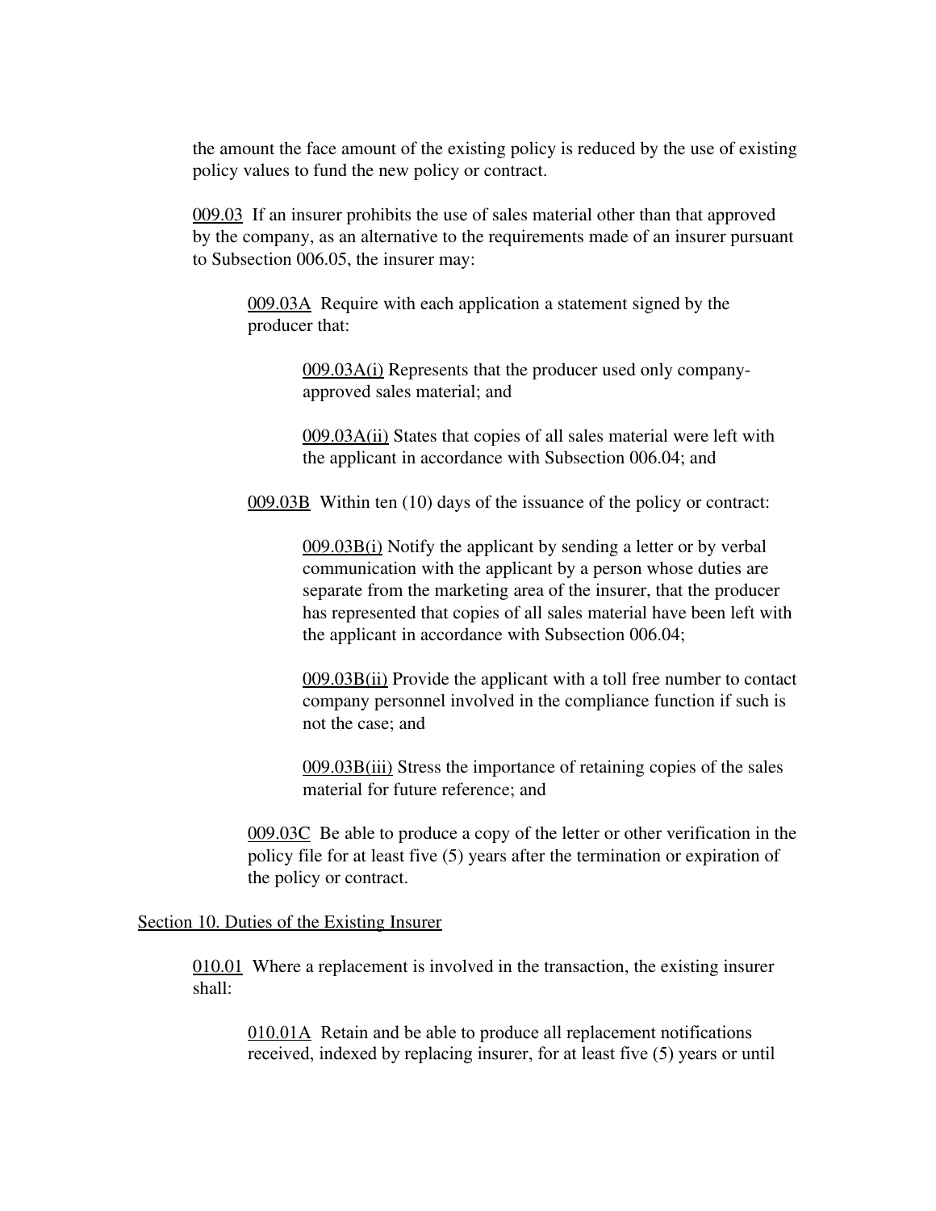the amount the face amount of the existing policy is reduced by the use of existing policy values to fund the new policy or contract.

009.03 If an insurer prohibits the use of sales material other than that approved by the company, as an alternative to the requirements made of an insurer pursuant to Subsection 006.05, the insurer may:

009.03A Require with each application a statement signed by the producer that:

009.03A(i) Represents that the producer used only company-approved sales material; and

009.03A(ii) States that copies of all sales material were left with the applicant in accordance with Subsection 006.04; and

009.03B Within ten (10) days of the issuance of the policy or contract:

009.03B(i) Notify the applicant by sending a letter or by verbal communication with the applicant by a person whose duties are separate from the marketing area of the insurer, that the producer has represented that copies of all sales material have been left with the applicant in accordance with Subsection 006.04;

009.03B(ii) Provide the applicant with a toll free number to contact company personnel involved in the compliance function if such is not the case; and

009.03B(iii) Stress the importance of retaining copies of the sales material for future reference; and

009.03C Be able to produce a copy of the letter or other verification in the policy file for at least five (5) years after the termination or expiration of the policy or contract.

## Section 10. Duties of the Existing Insurer

010.01 Where a replacement is involved in the transaction, the existing insurer shall:

010.01A Retain and be able to produce all replacement notifications received, indexed by replacing insurer, for at least five (5) years or until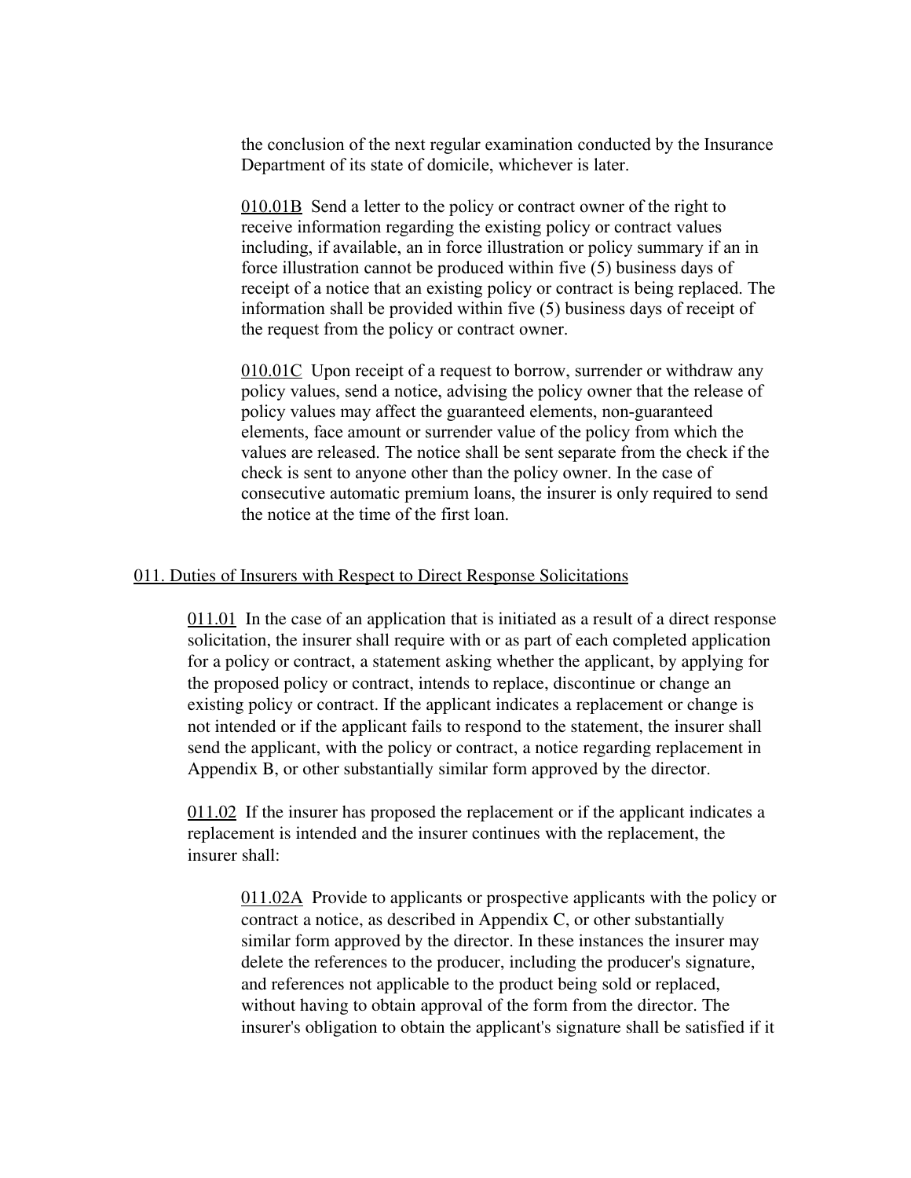the conclusion of the next regular examination conducted by the Insurance Department of its state of domicile, whichever is later.

010.01B Send a letter to the policy or contract owner of the right to receive information regarding the existing policy or contract values including, if available, an in force illustration or policy summary if an in force illustration cannot be produced within five (5) business days of receipt of a notice that an existing policy or contract is being replaced. The information shall be provided within five (5) business days of receipt of the request from the policy or contract owner.

010.01C Upon receipt of a request to borrow, surrender or withdraw any policy values, send a notice, advising the policy owner that the release of policy values may affect the guaranteed elements, non-guaranteed elements, face amount or surrender value of the policy from which the values are released. The notice shall be sent separate from the check if the check is sent to anyone other than the policy owner. In the case of consecutive automatic premium loans, the insurer is only required to send the notice at the time of the first loan.

## 011. Duties of Insurers with Respect to Direct Response Solicitations

011.01 In the case of an application that is initiated as a result of a direct response solicitation, the insurer shall require with or as part of each completed application for a policy or contract, a statement asking whether the applicant, by applying for the proposed policy or contract, intends to replace, discontinue or change an existing policy or contract. If the applicant indicates a replacement or change is not intended or if the applicant fails to respond to the statement, the insurer shall send the applicant, with the policy or contract, a notice regarding replacement in Appendix B, or other substantially similar form approved by the director.

011.02 If the insurer has proposed the replacement or if the applicant indicates a replacement is intended and the insurer continues with the replacement, the insurer shall:

011.02A Provide to applicants or prospective applicants with the policy or contract a notice, as described in Appendix C, or other substantially similar form approved by the director. In these instances the insurer may delete the references to the producer, including the producer's signature, and references not applicable to the product being sold or replaced, without having to obtain approval of the form from the director. The insurer's obligation to obtain the applicant's signature shall be satisfied if it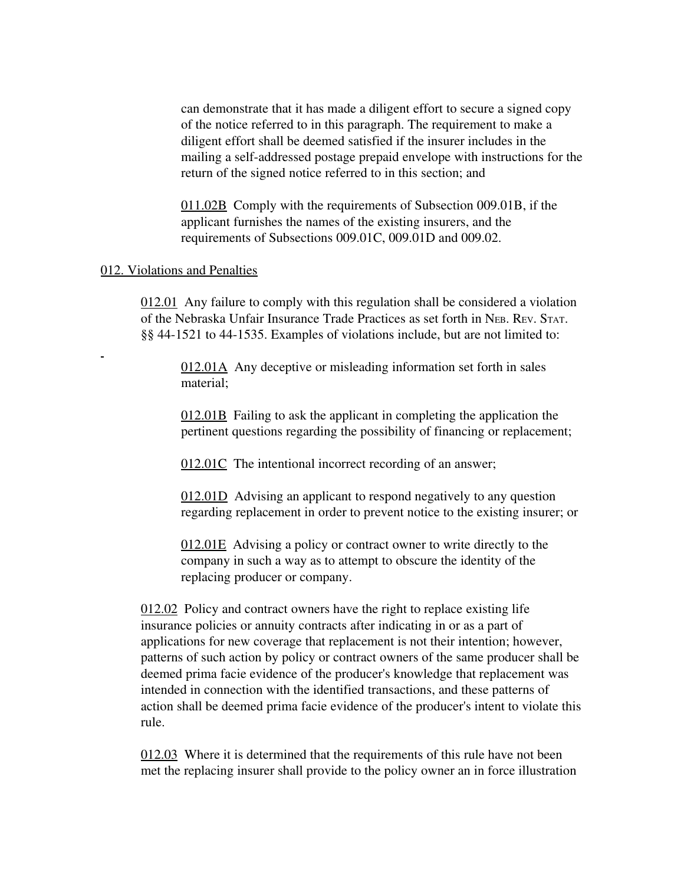can demonstrate that it has made a diligent effort to secure a signed copy of the notice referred to in this paragraph. The requirement to make a diligent effort shall be deemed satisfied if the insurer includes in the mailing a self-addressed postage prepaid envelope with instructions for the return of the signed notice referred to in this section; and

011.02B Comply with the requirements of Subsection 009.01B, if the applicant furnishes the names of the existing insurers, and the requirements of Subsections 009.01C, 009.01D and 009.02.

## 012. Violations and Penalties

012.01 Any failure to comply with this regulation shall be considered a violation of the Nebraska Unfair Insurance Trade Practices as set forth in NEB. REV. STAT. §§ 44-1521 to 44-1535. Examples of violations include, but are not limited to:

012.01A Any deceptive or misleading information set forth in sales material;

012.01B Failing to ask the applicant in completing the application the pertinent questions regarding the possibility of financing or replacement;

012.01C The intentional incorrect recording of an answer;

012.01D Advising an applicant to respond negatively to any question regarding replacement in order to prevent notice to the existing insurer; or

012.01E Advising a policy or contract owner to write directly to the company in such a way as to attempt to obscure the identity of the replacing producer or company.

012.02 Policy and contract owners have the right to replace existing life insurance policies or annuity contracts after indicating in or as a part of applications for new coverage that replacement is not their intention; however, patterns of such action by policy or contract owners of the same producer shall be deemed prima facie evidence of the producer's knowledge that replacement was intended in connection with the identified transactions, and these patterns of action shall be deemed prima facie evidence of the producer's intent to violate this rule.

012.03 Where it is determined that the requirements of this rule have not been met the replacing insurer shall provide to the policy owner an in force illustration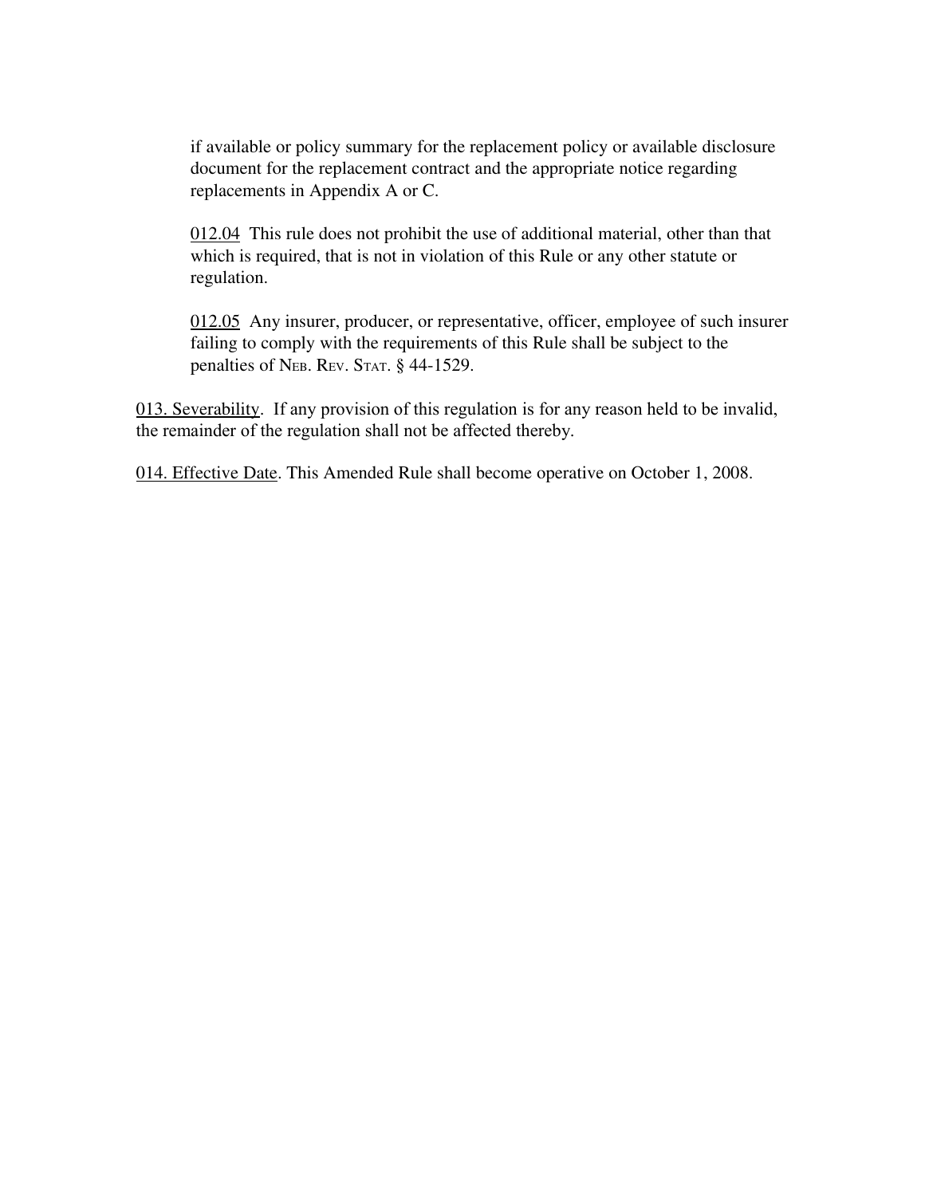if available or policy summary for the replacement policy or available disclosure document for the replacement contract and the appropriate notice regarding replacements in Appendix A or C.

012.04 This rule does not prohibit the use of additional material, other than that which is required, that is not in violation of this Rule or any other statute or regulation.

012.05 Any insurer, producer, or representative, officer, employee of such insurer failing to comply with the requirements of this Rule shall be subject to the penalties of NEB. REV. STAT. § 44-1529.

013. Severability. If any provision of this regulation is for any reason held to be invalid, the remainder of the regulation shall not be affected thereby.

014. Effective Date. This Amended Rule shall become operative on October 1, 2008.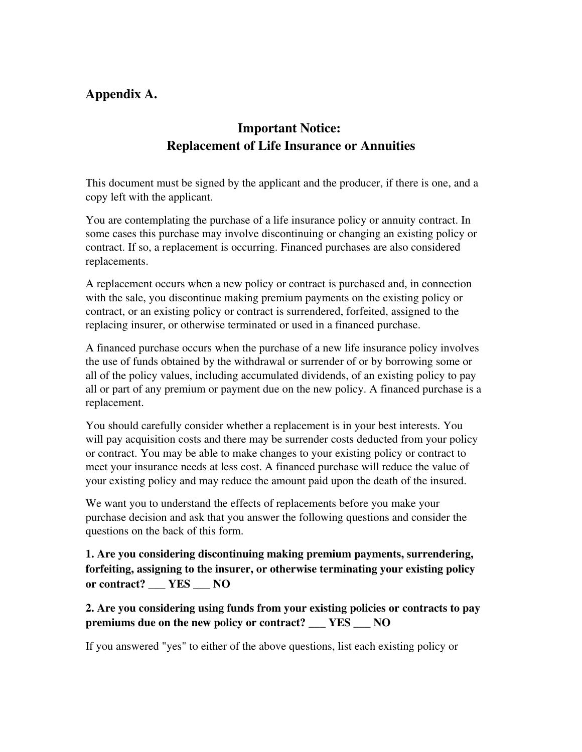## Appendix A.

### Important Notice:
### Replacement of Life Insurance or Annuities

This document must be signed by the applicant and the producer, if there is one, and a copy left with the applicant.

You are contemplating the purchase of a life insurance policy or annuity contract. In some cases this purchase may involve discontinuing or changing an existing policy or contract. If so, a replacement is occurring. Financed purchases are also considered replacements.

A replacement occurs when a new policy or contract is purchased and, in connection with the sale, you discontinue making premium payments on the existing policy or contract, or an existing policy or contract is surrendered, forfeited, assigned to the replacing insurer, or otherwise terminated or used in a financed purchase.

A financed purchase occurs when the purchase of a new life insurance policy involves the use of funds obtained by the withdrawal or surrender of or by borrowing some or all of the policy values, including accumulated dividends, of an existing policy to pay all or part of any premium or payment due on the new policy. A financed purchase is a replacement.

You should carefully consider whether a replacement is in your best interests. You will pay acquisition costs and there may be surrender costs deducted from your policy or contract. You may be able to make changes to your existing policy or contract to meet your insurance needs at less cost. A financed purchase will reduce the value of your existing policy and may reduce the amount paid upon the death of the insured.

We want you to understand the effects of replacements before you make your purchase decision and ask that you answer the following questions and consider the questions on the back of this form.

**1. Are you considering discontinuing making premium payments, surrendering, forfeiting, assigning to the insurer, or otherwise terminating your existing policy or contract? ___ YES ___ NO**

**2. Are you considering using funds from your existing policies or contracts to pay premiums due on the new policy or contract? ___ YES ___ NO**

If you answered "yes" to either of the above questions, list each existing policy or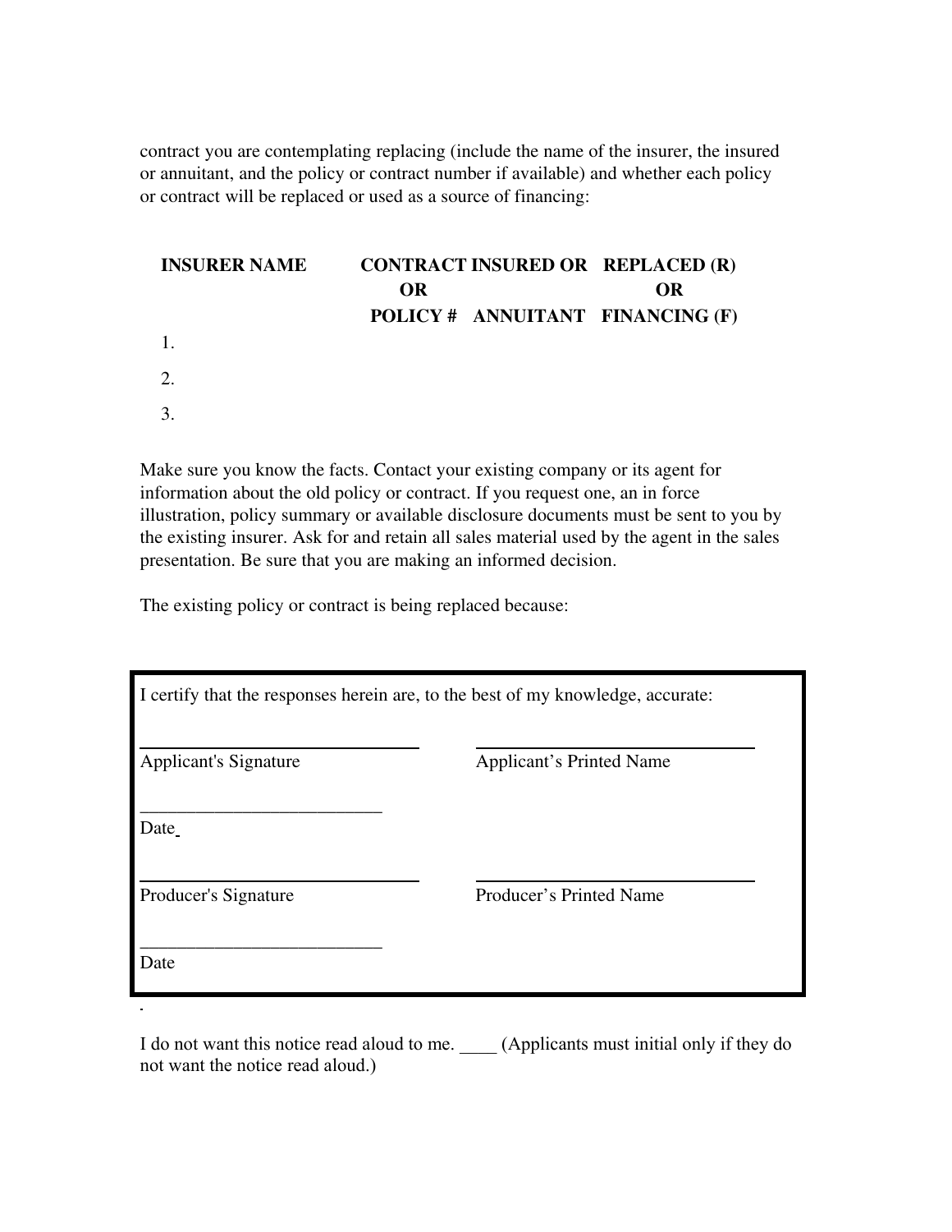contract you are contemplating replacing (include the name of the insurer, the insured or annuitant, and the policy or contract number if available) and whether each policy or contract will be replaced or used as a source of financing:

| INSURER NAME | CONTRACT OR POLICY # | INSURED OR ANNUITANT | REPLACED (R) OR FINANCING (F) |
|---|---|---|---|
| 1. | | | |
| 2. | | | |
| 3. | | | |

Make sure you know the facts. Contact your existing company or its agent for information about the old policy or contract. If you request one, an in force illustration, policy summary or available disclosure documents must be sent to you by the existing insurer. Ask for and retain all sales material used by the agent in the sales presentation. Be sure that you are making an informed decision.

The existing policy or contract is being replaced because:

I certify that the responses herein are, to the best of my knowledge, accurate:

\_\_\_\_\_\_\_\_\_\_\_\_\_\_\_\_\_\_\_\_\_\_\_\_\_\_ \_\_\_\_\_\_\_\_\_\_\_\_\_\_\_\_\_\_\_\_\_\_\_\_\_\_

Applicant's Signature Applicant's Printed Name

\_\_\_\_\_\_\_\_\_\_\_\_\_\_\_\_\_\_\_\_\_\_\_\_\_\_

Date

\_\_\_\_\_\_\_\_\_\_\_\_\_\_\_\_\_\_\_\_\_\_\_\_\_\_ \_\_\_\_\_\_\_\_\_\_\_\_\_\_\_\_\_\_\_\_\_\_\_\_\_\_

Producer's Signature Producer's Printed Name

\_\_\_\_\_\_\_\_\_\_\_\_\_\_\_\_\_\_\_\_\_\_\_\_\_\_

Date

I do not want this notice read aloud to me. \_\_\_\_ (Applicants must initial only if they do not want the notice read aloud.)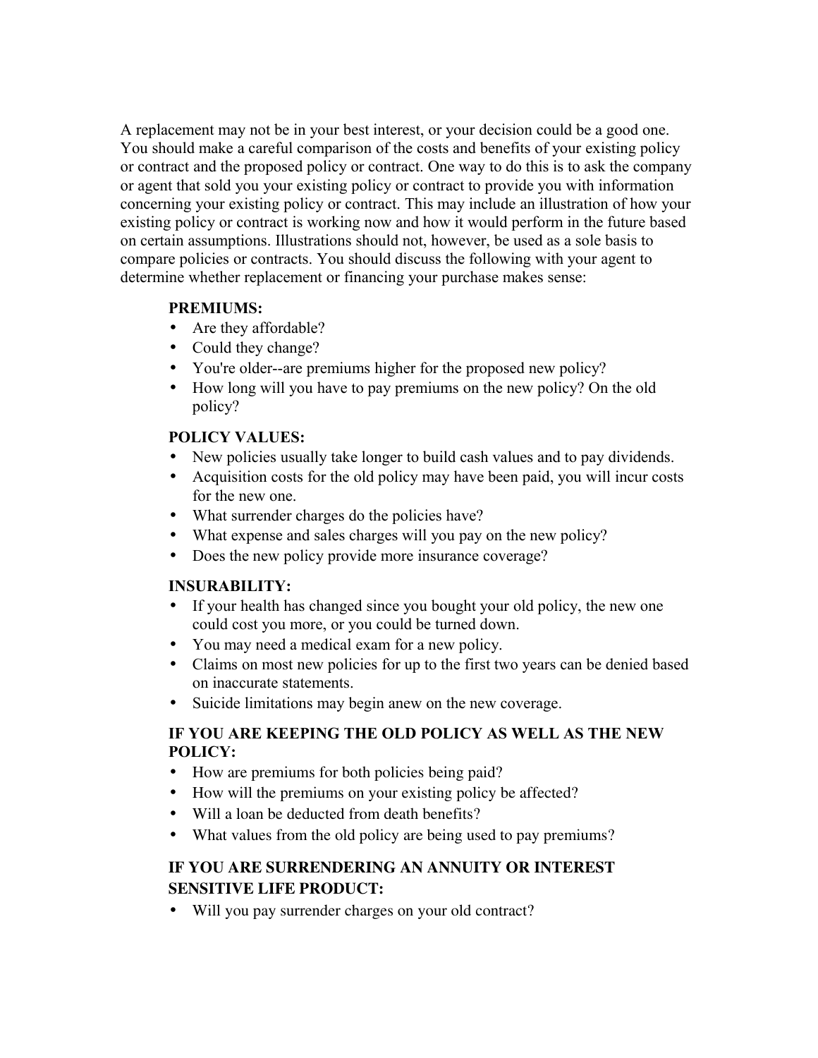A replacement may not be in your best interest, or your decision could be a good one. You should make a careful comparison of the costs and benefits of your existing policy or contract and the proposed policy or contract. One way to do this is to ask the company or agent that sold you your existing policy or contract to provide you with information concerning your existing policy or contract. This may include an illustration of how your existing policy or contract is working now and how it would perform in the future based on certain assumptions. Illustrations should not, however, be used as a sole basis to compare policies or contracts. You should discuss the following with your agent to determine whether replacement or financing your purchase makes sense:

**PREMIUMS:**

- Are they affordable?
- Could they change?
- You're older--are premiums higher for the proposed new policy?
- How long will you have to pay premiums on the new policy? On the old policy?

**POLICY VALUES:**

- New policies usually take longer to build cash values and to pay dividends.
- Acquisition costs for the old policy may have been paid, you will incur costs for the new one.
- What surrender charges do the policies have?
- What expense and sales charges will you pay on the new policy?
- Does the new policy provide more insurance coverage?

**INSURABILITY:**

- If your health has changed since you bought your old policy, the new one could cost you more, or you could be turned down.
- You may need a medical exam for a new policy.
- Claims on most new policies for up to the first two years can be denied based on inaccurate statements.
- Suicide limitations may begin anew on the new coverage.

**IF YOU ARE KEEPING THE OLD POLICY AS WELL AS THE NEW POLICY:**

- How are premiums for both policies being paid?
- How will the premiums on your existing policy be affected?
- Will a loan be deducted from death benefits?
- What values from the old policy are being used to pay premiums?

**IF YOU ARE SURRENDERING AN ANNUITY OR INTEREST SENSITIVE LIFE PRODUCT:**

- Will you pay surrender charges on your old contract?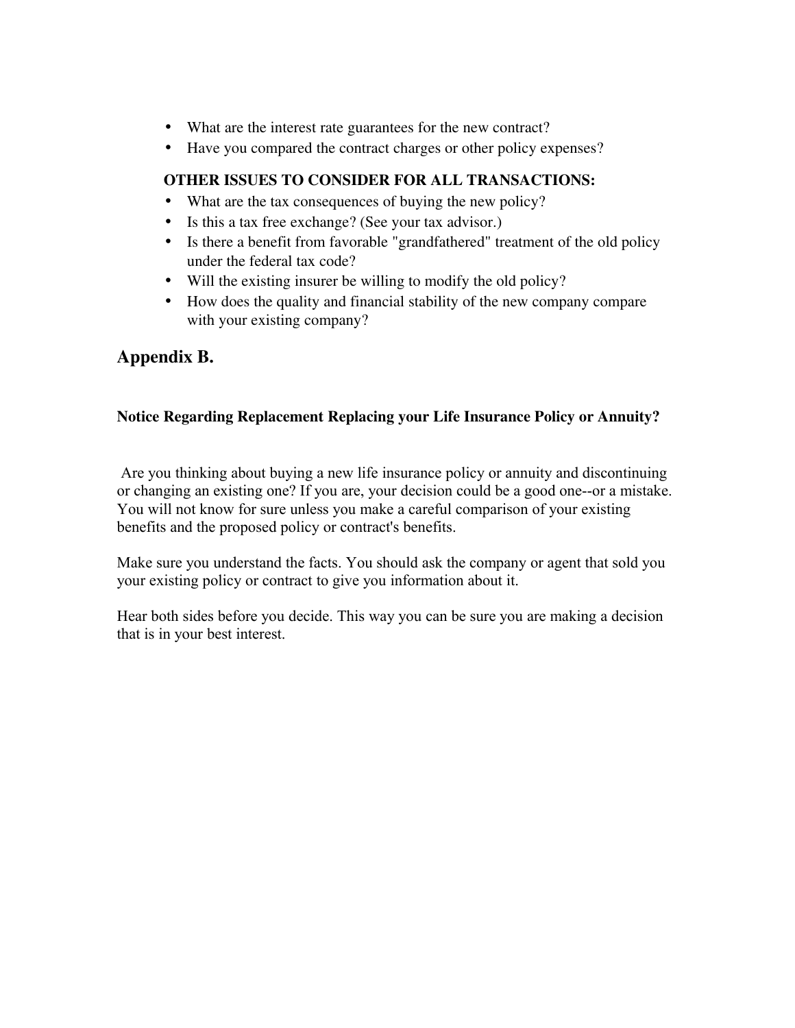- What are the interest rate guarantees for the new contract?
- Have you compared the contract charges or other policy expenses?

**OTHER ISSUES TO CONSIDER FOR ALL TRANSACTIONS:**

- What are the tax consequences of buying the new policy?
- Is this a tax free exchange? (See your tax advisor.)
- Is there a benefit from favorable "grandfathered" treatment of the old policy under the federal tax code?
- Will the existing insurer be willing to modify the old policy?
- How does the quality and financial stability of the new company compare with your existing company?

## Appendix B.

**Notice Regarding Replacement Replacing your Life Insurance Policy or Annuity?**

Are you thinking about buying a new life insurance policy or annuity and discontinuing or changing an existing one? If you are, your decision could be a good one--or a mistake. You will not know for sure unless you make a careful comparison of your existing benefits and the proposed policy or contract's benefits.

Make sure you understand the facts. You should ask the company or agent that sold you your existing policy or contract to give you information about it.

Hear both sides before you decide. This way you can be sure you are making a decision that is in your best interest.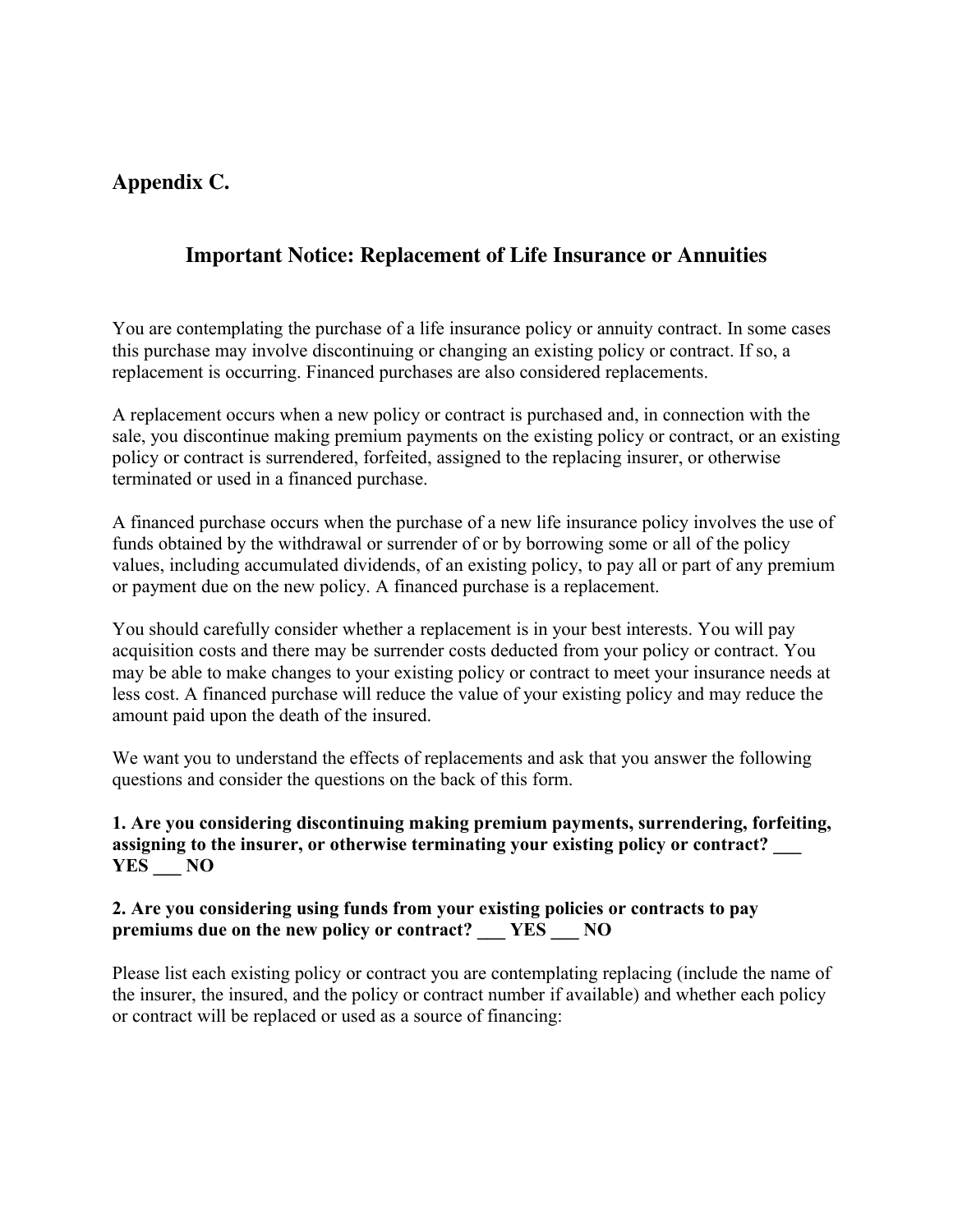## Appendix C.

### Important Notice: Replacement of Life Insurance or Annuities

You are contemplating the purchase of a life insurance policy or annuity contract. In some cases this purchase may involve discontinuing or changing an existing policy or contract. If so, a replacement is occurring. Financed purchases are also considered replacements.

A replacement occurs when a new policy or contract is purchased and, in connection with the sale, you discontinue making premium payments on the existing policy or contract, or an existing policy or contract is surrendered, forfeited, assigned to the replacing insurer, or otherwise terminated or used in a financed purchase.

A financed purchase occurs when the purchase of a new life insurance policy involves the use of funds obtained by the withdrawal or surrender of or by borrowing some or all of the policy values, including accumulated dividends, of an existing policy, to pay all or part of any premium or payment due on the new policy. A financed purchase is a replacement.

You should carefully consider whether a replacement is in your best interests. You will pay acquisition costs and there may be surrender costs deducted from your policy or contract. You may be able to make changes to your existing policy or contract to meet your insurance needs at less cost. A financed purchase will reduce the value of your existing policy and may reduce the amount paid upon the death of the insured.

We want you to understand the effects of replacements and ask that you answer the following questions and consider the questions on the back of this form.

**1. Are you considering discontinuing making premium payments, surrendering, forfeiting, assigning to the insurer, or otherwise terminating your existing policy or contract? ___ YES ___ NO**

**2. Are you considering using funds from your existing policies or contracts to pay premiums due on the new policy or contract? ___ YES ___ NO**

Please list each existing policy or contract you are contemplating replacing (include the name of the insurer, the insured, and the policy or contract number if available) and whether each policy or contract will be replaced or used as a source of financing: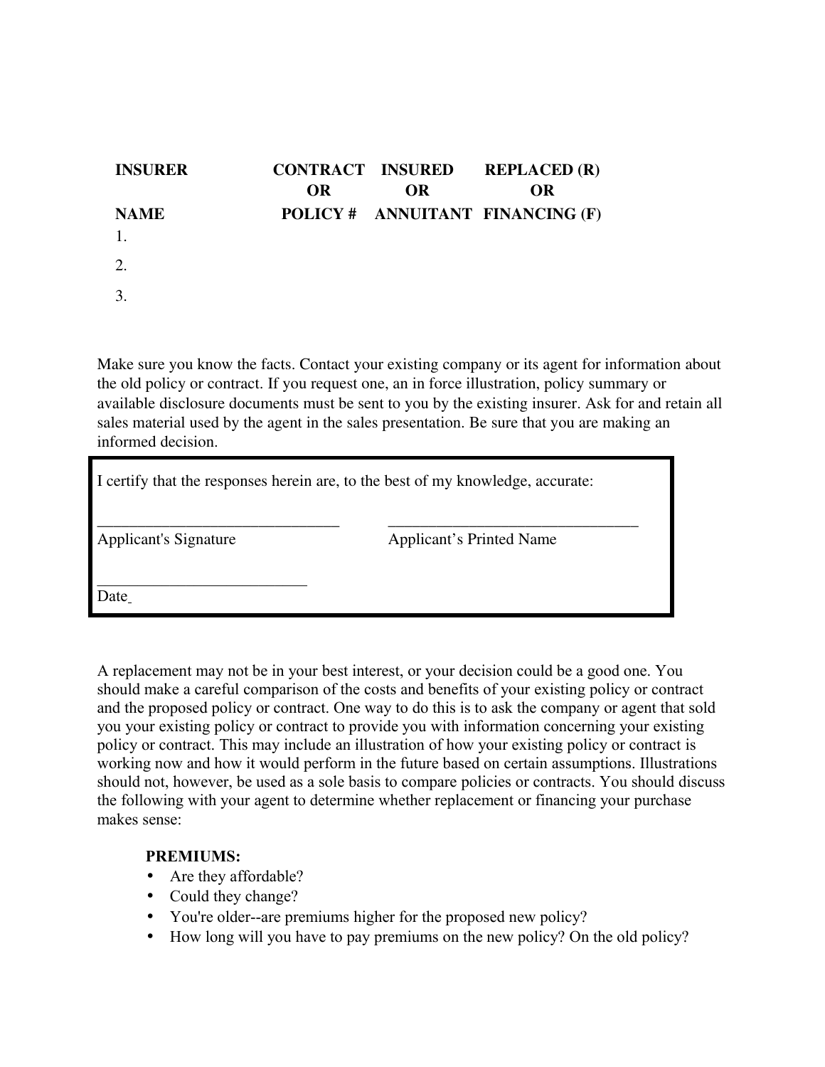| INSURER NAME | CONTRACT OR POLICY # | INSURED OR ANNUITANT | REPLACED (R) OR FINANCING (F) |
|---|---|---|---|
| 1. | | | |
| 2. | | | |
| 3. | | | |

Make sure you know the facts. Contact your existing company or its agent for information about the old policy or contract. If you request one, an in force illustration, policy summary or available disclosure documents must be sent to you by the existing insurer. Ask for and retain all sales material used by the agent in the sales presentation. Be sure that you are making an informed decision.

I certify that the responses herein are, to the best of my knowledge, accurate:

\_\_\_\_\_\_\_\_\_\_\_\_\_\_\_\_\_\_\_\_\_\_\_\_\_\_\_\_\_\_ \_\_\_\_\_\_\_\_\_\_\_\_\_\_\_\_\_\_\_\_\_\_\_\_\_\_\_\_\_\_\_

Applicant's Signature Applicant's Printed Name

\_\_\_\_\_\_\_\_\_\_\_\_\_\_\_\_\_\_\_\_\_\_\_\_\_\_

Date

A replacement may not be in your best interest, or your decision could be a good one. You should make a careful comparison of the costs and benefits of your existing policy or contract and the proposed policy or contract. One way to do this is to ask the company or agent that sold you your existing policy or contract to provide you with information concerning your existing policy or contract. This may include an illustration of how your existing policy or contract is working now and how it would perform in the future based on certain assumptions. Illustrations should not, however, be used as a sole basis to compare policies or contracts. You should discuss the following with your agent to determine whether replacement or financing your purchase makes sense:

**PREMIUMS:**

- Are they affordable?
- Could they change?
- You're older--are premiums higher for the proposed new policy?
- How long will you have to pay premiums on the new policy? On the old policy?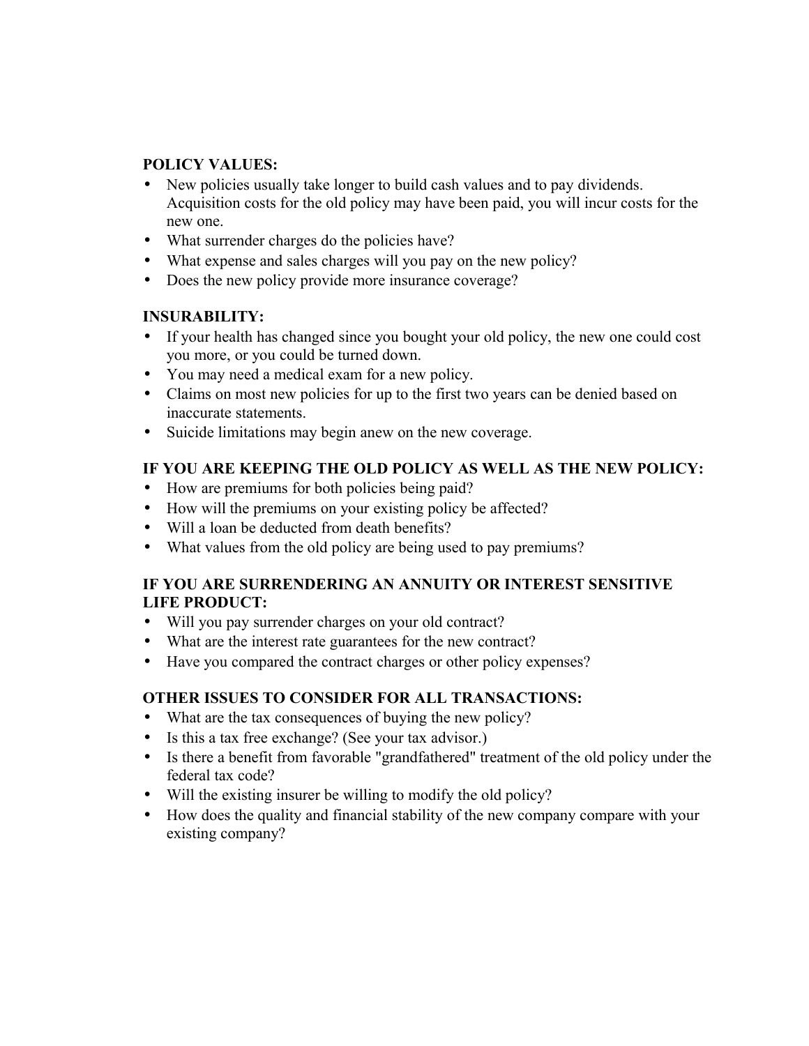**POLICY VALUES:**

- New policies usually take longer to build cash values and to pay dividends. Acquisition costs for the old policy may have been paid, you will incur costs for the new one.
- What surrender charges do the policies have?
- What expense and sales charges will you pay on the new policy?
- Does the new policy provide more insurance coverage?

**INSURABILITY:**

- If your health has changed since you bought your old policy, the new one could cost you more, or you could be turned down.
- You may need a medical exam for a new policy.
- Claims on most new policies for up to the first two years can be denied based on inaccurate statements.
- Suicide limitations may begin anew on the new coverage.

**IF YOU ARE KEEPING THE OLD POLICY AS WELL AS THE NEW POLICY:**

- How are premiums for both policies being paid?
- How will the premiums on your existing policy be affected?
- Will a loan be deducted from death benefits?
- What values from the old policy are being used to pay premiums?

**IF YOU ARE SURRENDERING AN ANNUITY OR INTEREST SENSITIVE LIFE PRODUCT:**

- Will you pay surrender charges on your old contract?
- What are the interest rate guarantees for the new contract?
- Have you compared the contract charges or other policy expenses?

**OTHER ISSUES TO CONSIDER FOR ALL TRANSACTIONS:**

- What are the tax consequences of buying the new policy?
- Is this a tax free exchange? (See your tax advisor.)
- Is there a benefit from favorable "grandfathered" treatment of the old policy under the federal tax code?
- Will the existing insurer be willing to modify the old policy?
- How does the quality and financial stability of the new company compare with your existing company?